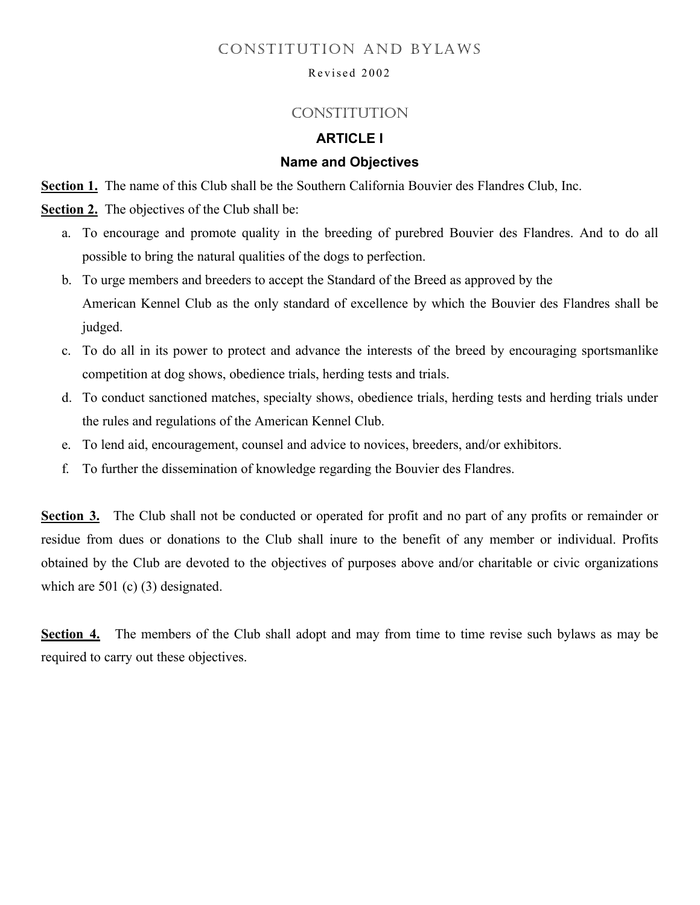# CONSTITUTION AND BYLAWS

Revised 2002

## CONSTITUTION

### ARTICLE I

### Name and Objectives

**Section 1.** The name of this Club shall be the Southern California Bouvier des Flandres Club, Inc.

**Section 2.** The objectives of the Club shall be:

a. To encourage and promote quality in the breeding of purebred Bouvier des Flandres. And to do all possible to bring the natural qualities of the dogs to perfection.
b. To urge members and breeders to accept the Standard of the Breed as approved by the American Kennel Club as the only standard of excellence by which the Bouvier des Flandres shall be judged.
c. To do all in its power to protect and advance the interests of the breed by encouraging sportsmanlike competition at dog shows, obedience trials, herding tests and trials.
d. To conduct sanctioned matches, specialty shows, obedience trials, herding tests and herding trials under the rules and regulations of the American Kennel Club.
e. To lend aid, encouragement, counsel and advice to novices, breeders, and/or exhibitors.
f. To further the dissemination of knowledge regarding the Bouvier des Flandres.

**Section 3.** The Club shall not be conducted or operated for profit and no part of any profits or remainder or residue from dues or donations to the Club shall inure to the benefit of any member or individual. Profits obtained by the Club are devoted to the objectives of purposes above and/or charitable or civic organizations which are 501 (c) (3) designated.

**Section 4.** The members of the Club shall adopt and may from time to time revise such bylaws as may be required to carry out these objectives.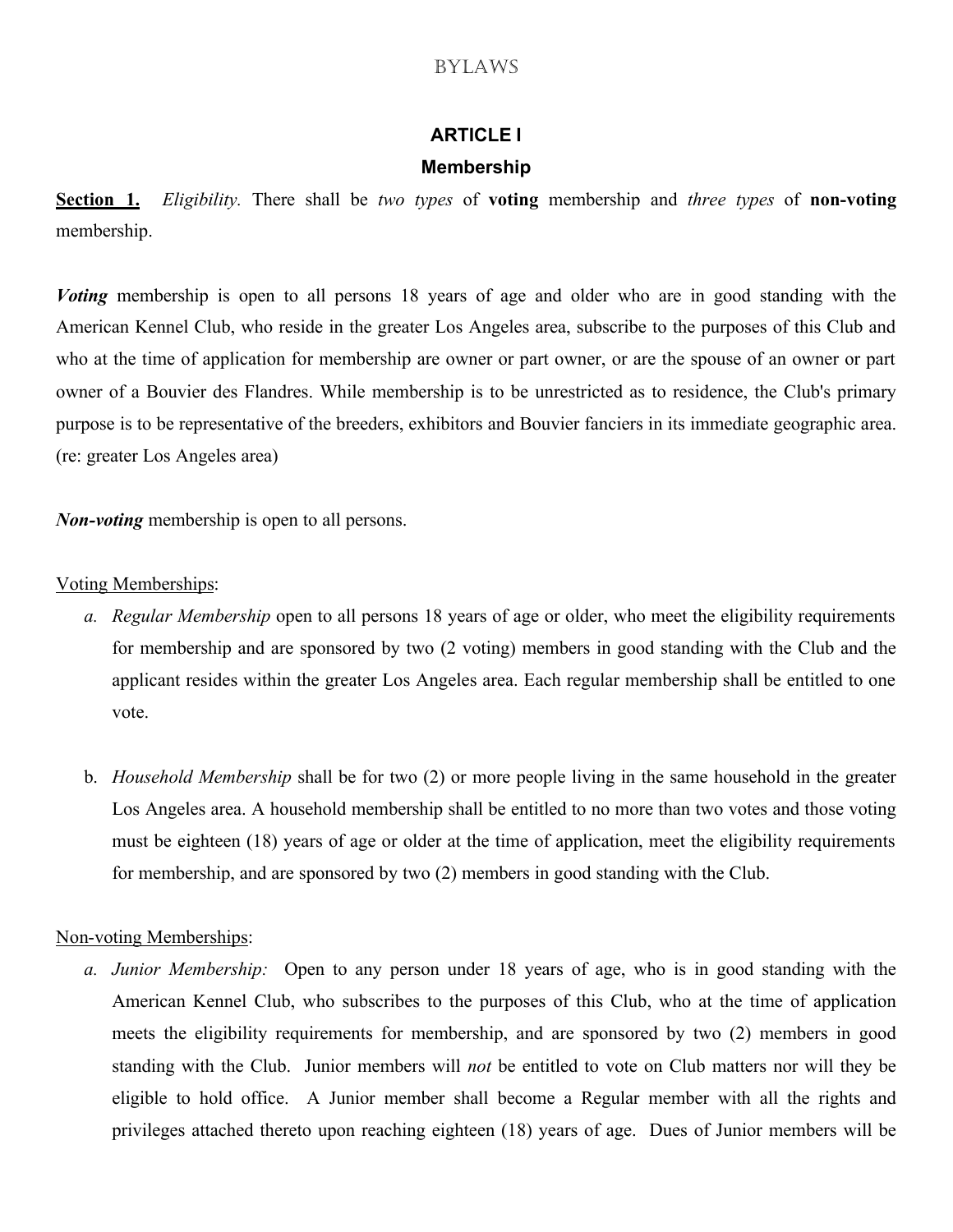# BYLAWS

## ARTICLE I

## Membership

**<u>Section 1.</u>** *Eligibility.* There shall be *two types* of **voting** membership and *three types* of **non-voting** membership.

***Voting*** membership is open to all persons 18 years of age and older who are in good standing with the American Kennel Club, who reside in the greater Los Angeles area, subscribe to the purposes of this Club and who at the time of application for membership are owner or part owner, or are the spouse of an owner or part owner of a Bouvier des Flandres. While membership is to be unrestricted as to residence, the Club's primary purpose is to be representative of the breeders, exhibitors and Bouvier fanciers in its immediate geographic area. (re: greater Los Angeles area)

***Non-voting*** membership is open to all persons.

<u>Voting Memberships</u>:

*a.* *Regular Membership* open to all persons 18 years of age or older, who meet the eligibility requirements for membership and are sponsored by two (2 voting) members in good standing with the Club and the applicant resides within the greater Los Angeles area. Each regular membership shall be entitled to one vote.

b. *Household Membership* shall be for two (2) or more people living in the same household in the greater Los Angeles area. A household membership shall be entitled to no more than two votes and those voting must be eighteen (18) years of age or older at the time of application, meet the eligibility requirements for membership, and are sponsored by two (2) members in good standing with the Club.

<u>Non-voting Memberships</u>:

*a.* *Junior Membership:* Open to any person under 18 years of age, who is in good standing with the American Kennel Club, who subscribes to the purposes of this Club, who at the time of application meets the eligibility requirements for membership, and are sponsored by two (2) members in good standing with the Club. Junior members will *not* be entitled to vote on Club matters nor will they be eligible to hold office. A Junior member shall become a Regular member with all the rights and privileges attached thereto upon reaching eighteen (18) years of age. Dues of Junior members will be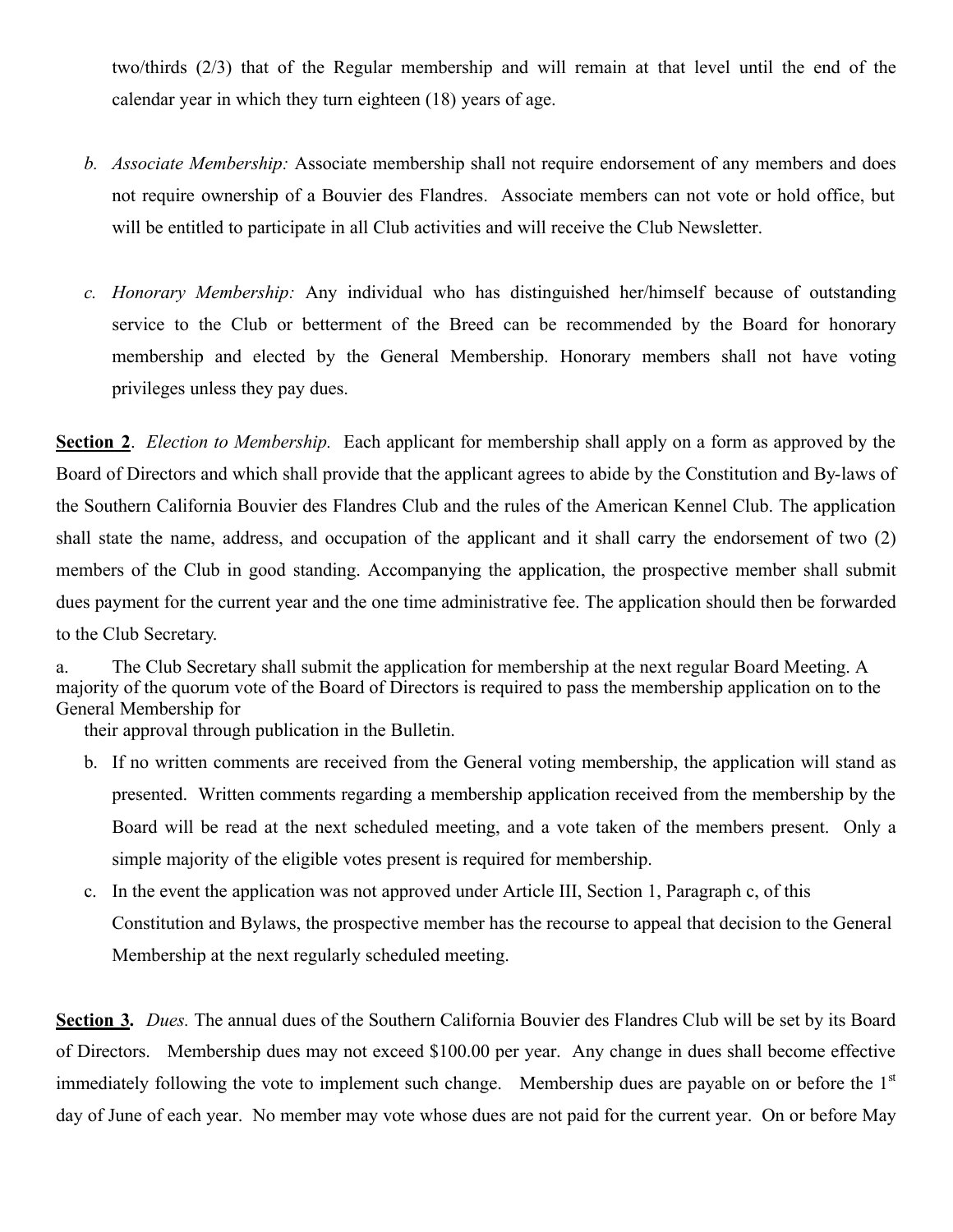two/thirds (2/3) that of the Regular membership and will remain at that level until the end of the calendar year in which they turn eighteen (18) years of age.

b. *Associate Membership:* Associate membership shall not require endorsement of any members and does not require ownership of a Bouvier des Flandres. Associate members can not vote or hold office, but will be entitled to participate in all Club activities and will receive the Club Newsletter.

c. *Honorary Membership:* Any individual who has distinguished her/himself because of outstanding service to the Club or betterment of the Breed can be recommended by the Board for honorary membership and elected by the General Membership. Honorary members shall not have voting privileges unless they pay dues.

**Section 2**. *Election to Membership.* Each applicant for membership shall apply on a form as approved by the Board of Directors and which shall provide that the applicant agrees to abide by the Constitution and By-laws of the Southern California Bouvier des Flandres Club and the rules of the American Kennel Club. The application shall state the name, address, and occupation of the applicant and it shall carry the endorsement of two (2) members of the Club in good standing. Accompanying the application, the prospective member shall submit dues payment for the current year and the one time administrative fee. The application should then be forwarded to the Club Secretary.

a. The Club Secretary shall submit the application for membership at the next regular Board Meeting. A majority of the quorum vote of the Board of Directors is required to pass the membership application on to the General Membership for their approval through publication in the Bulletin.

b. If no written comments are received from the General voting membership, the application will stand as presented. Written comments regarding a membership application received from the membership by the Board will be read at the next scheduled meeting, and a vote taken of the members present. Only a simple majority of the eligible votes present is required for membership.

c. In the event the application was not approved under Article III, Section 1, Paragraph c, of this Constitution and Bylaws, the prospective member has the recourse to appeal that decision to the General Membership at the next regularly scheduled meeting.

**Section 3.** *Dues.* The annual dues of the Southern California Bouvier des Flandres Club will be set by its Board of Directors. Membership dues may not exceed $100.00 per year. Any change in dues shall become effective immediately following the vote to implement such change. Membership dues are payable on or before the 1st day of June of each year. No member may vote whose dues are not paid for the current year. On or before May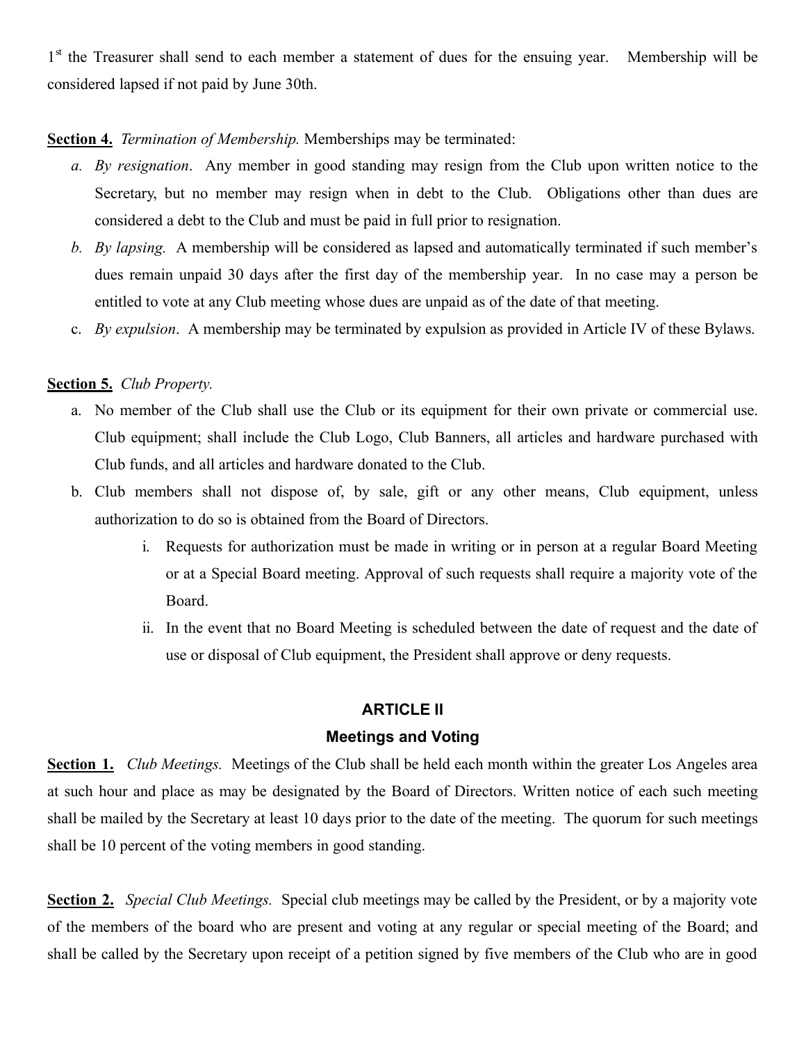1[st] the Treasurer shall send to each member a statement of dues for the ensuing year. Membership will be considered lapsed if not paid by June 30th.

**Section 4.** *Termination of Membership.* Memberships may be terminated:

a. *By resignation*. Any member in good standing may resign from the Club upon written notice to the Secretary, but no member may resign when in debt to the Club. Obligations other than dues are considered a debt to the Club and must be paid in full prior to resignation.
b. *By lapsing.* A membership will be considered as lapsed and automatically terminated if such member's dues remain unpaid 30 days after the first day of the membership year. In no case may a person be entitled to vote at any Club meeting whose dues are unpaid as of the date of that meeting.
c. *By expulsion*. A membership may be terminated by expulsion as provided in Article IV of these Bylaws.

**Section 5.** *Club Property.*

a. No member of the Club shall use the Club or its equipment for their own private or commercial use. Club equipment; shall include the Club Logo, Club Banners, all articles and hardware purchased with Club funds, and all articles and hardware donated to the Club.
b. Club members shall not dispose of, by sale, gift or any other means, Club equipment, unless authorization to do so is obtained from the Board of Directors.
    i. Requests for authorization must be made in writing or in person at a regular Board Meeting or at a Special Board meeting. Approval of such requests shall require a majority vote of the Board.
    ii. In the event that no Board Meeting is scheduled between the date of request and the date of use or disposal of Club equipment, the President shall approve or deny requests.

## ARTICLE II
## Meetings and Voting

**Section 1.** *Club Meetings.* Meetings of the Club shall be held each month within the greater Los Angeles area at such hour and place as may be designated by the Board of Directors. Written notice of each such meeting shall be mailed by the Secretary at least 10 days prior to the date of the meeting. The quorum for such meetings shall be 10 percent of the voting members in good standing.

**Section 2.** *Special Club Meetings.* Special club meetings may be called by the President, or by a majority vote of the members of the board who are present and voting at any regular or special meeting of the Board; and shall be called by the Secretary upon receipt of a petition signed by five members of the Club who are in good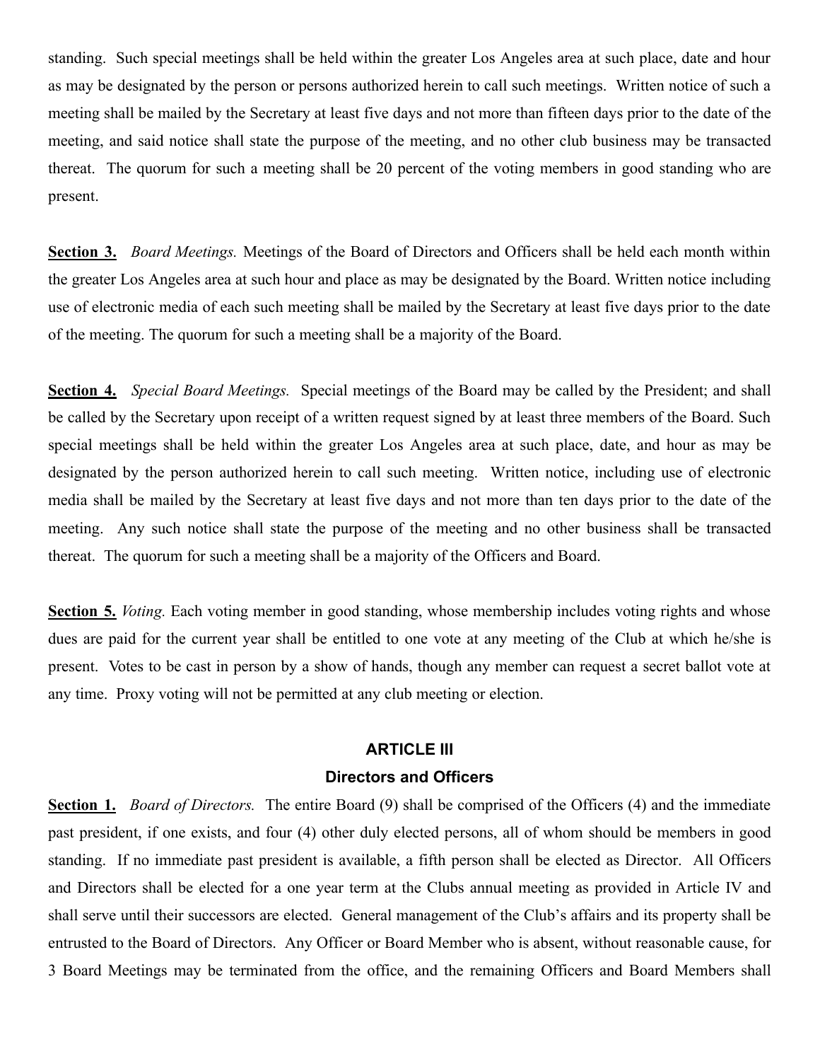standing. Such special meetings shall be held within the greater Los Angeles area at such place, date and hour as may be designated by the person or persons authorized herein to call such meetings. Written notice of such a meeting shall be mailed by the Secretary at least five days and not more than fifteen days prior to the date of the meeting, and said notice shall state the purpose of the meeting, and no other club business may be transacted thereat. The quorum for such a meeting shall be 20 percent of the voting members in good standing who are present.

**Section 3.** *Board Meetings.* Meetings of the Board of Directors and Officers shall be held each month within the greater Los Angeles area at such hour and place as may be designated by the Board. Written notice including use of electronic media of each such meeting shall be mailed by the Secretary at least five days prior to the date of the meeting. The quorum for such a meeting shall be a majority of the Board.

**Section 4.** *Special Board Meetings.* Special meetings of the Board may be called by the President; and shall be called by the Secretary upon receipt of a written request signed by at least three members of the Board. Such special meetings shall be held within the greater Los Angeles area at such place, date, and hour as may be designated by the person authorized herein to call such meeting. Written notice, including use of electronic media shall be mailed by the Secretary at least five days and not more than ten days prior to the date of the meeting. Any such notice shall state the purpose of the meeting and no other business shall be transacted thereat. The quorum for such a meeting shall be a majority of the Officers and Board.

**Section 5.** *Voting.* Each voting member in good standing, whose membership includes voting rights and whose dues are paid for the current year shall be entitled to one vote at any meeting of the Club at which he/she is present. Votes to be cast in person by a show of hands, though any member can request a secret ballot vote at any time. Proxy voting will not be permitted at any club meeting or election.

## ARTICLE III

## Directors and Officers

**Section 1.** *Board of Directors.* The entire Board (9) shall be comprised of the Officers (4) and the immediate past president, if one exists, and four (4) other duly elected persons, all of whom should be members in good standing. If no immediate past president is available, a fifth person shall be elected as Director. All Officers and Directors shall be elected for a one year term at the Clubs annual meeting as provided in Article IV and shall serve until their successors are elected. General management of the Club's affairs and its property shall be entrusted to the Board of Directors. Any Officer or Board Member who is absent, without reasonable cause, for 3 Board Meetings may be terminated from the office, and the remaining Officers and Board Members shall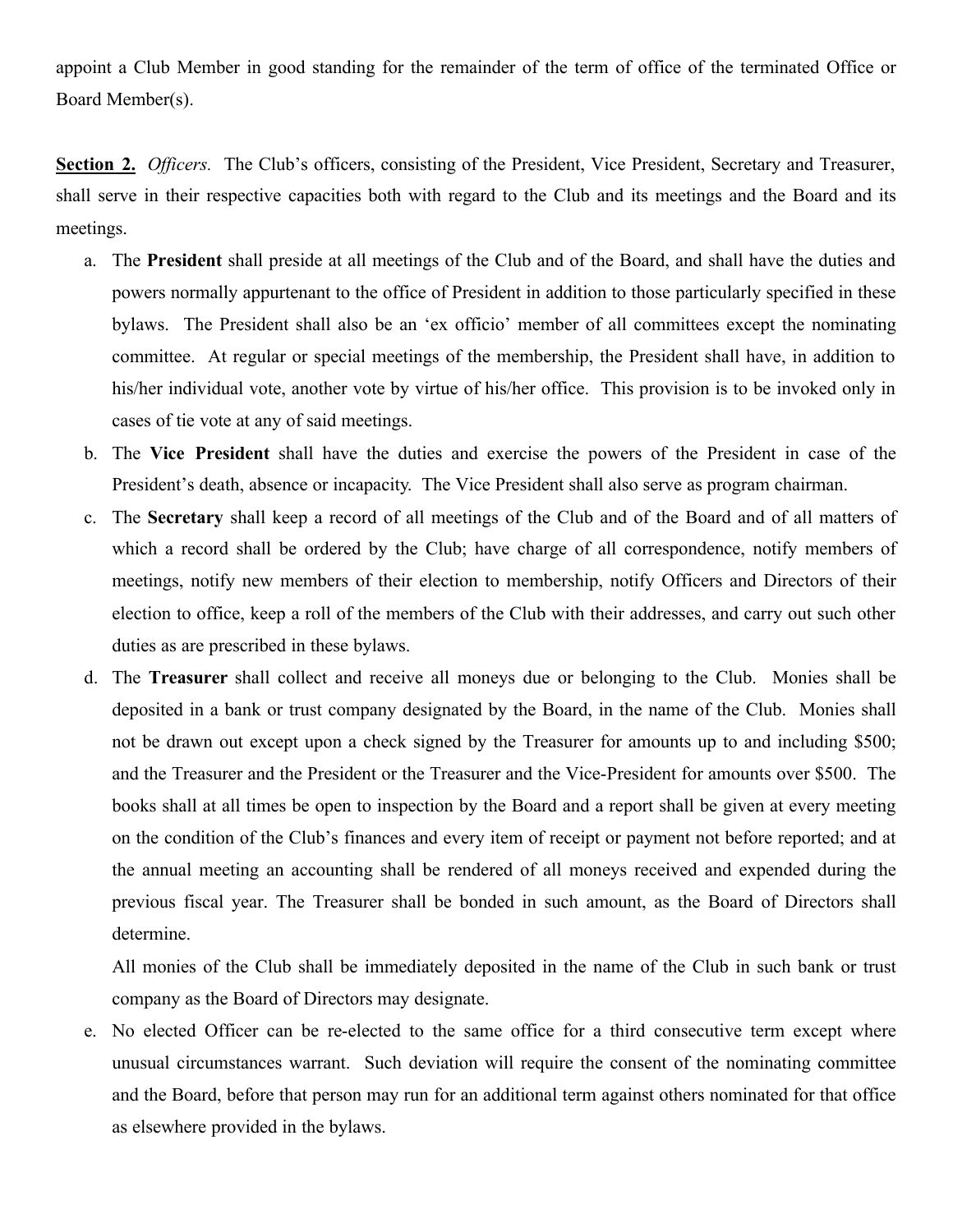appoint a Club Member in good standing for the remainder of the term of office of the terminated Office or Board Member(s).

**Section 2.** *Officers.* The Club's officers, consisting of the President, Vice President, Secretary and Treasurer, shall serve in their respective capacities both with regard to the Club and its meetings and the Board and its meetings.

a. The **President** shall preside at all meetings of the Club and of the Board, and shall have the duties and powers normally appurtenant to the office of President in addition to those particularly specified in these bylaws. The President shall also be an 'ex officio' member of all committees except the nominating committee. At regular or special meetings of the membership, the President shall have, in addition to his/her individual vote, another vote by virtue of his/her office. This provision is to be invoked only in cases of tie vote at any of said meetings.

b. The **Vice President** shall have the duties and exercise the powers of the President in case of the President's death, absence or incapacity. The Vice President shall also serve as program chairman.

c. The **Secretary** shall keep a record of all meetings of the Club and of the Board and of all matters of which a record shall be ordered by the Club; have charge of all correspondence, notify members of meetings, notify new members of their election to membership, notify Officers and Directors of their election to office, keep a roll of the members of the Club with their addresses, and carry out such other duties as are prescribed in these bylaws.

d. The **Treasurer** shall collect and receive all moneys due or belonging to the Club. Monies shall be deposited in a bank or trust company designated by the Board, in the name of the Club. Monies shall not be drawn out except upon a check signed by the Treasurer for amounts up to and including $500; and the Treasurer and the President or the Treasurer and the Vice-President for amounts over $500. The books shall at all times be open to inspection by the Board and a report shall be given at every meeting on the condition of the Club's finances and every item of receipt or payment not before reported; and at the annual meeting an accounting shall be rendered of all moneys received and expended during the previous fiscal year. The Treasurer shall be bonded in such amount, as the Board of Directors shall determine.

   All monies of the Club shall be immediately deposited in the name of the Club in such bank or trust company as the Board of Directors may designate.

e. No elected Officer can be re-elected to the same office for a third consecutive term except where unusual circumstances warrant. Such deviation will require the consent of the nominating committee and the Board, before that person may run for an additional term against others nominated for that office as elsewhere provided in the bylaws.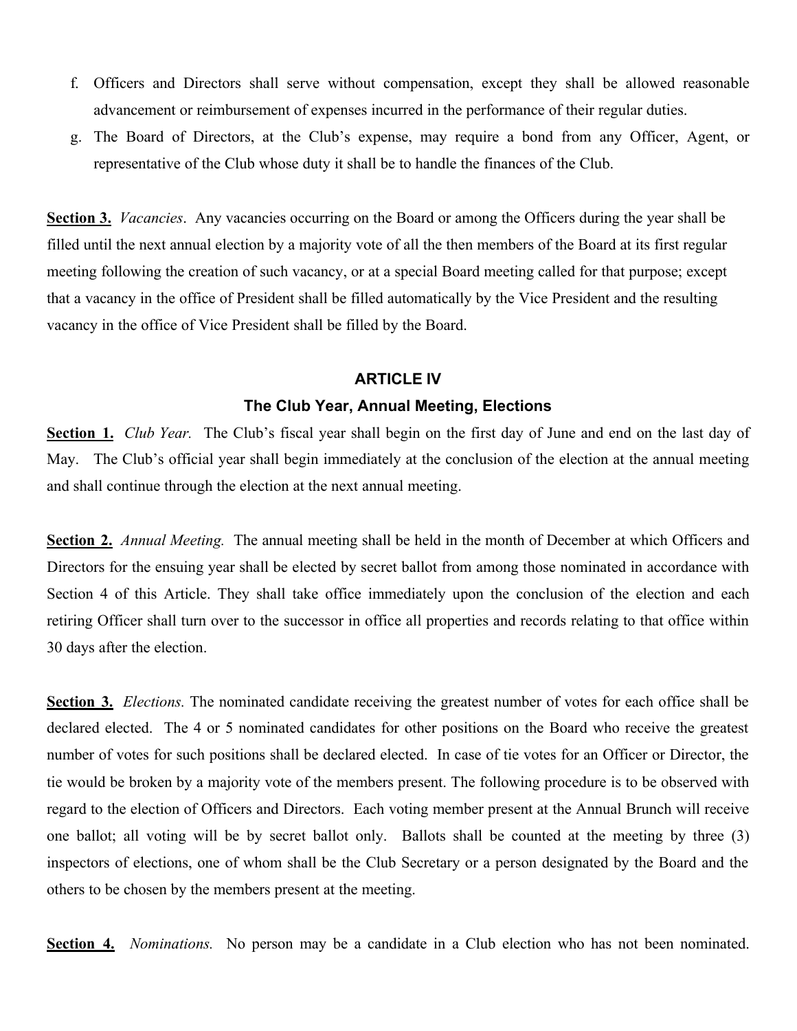f. Officers and Directors shall serve without compensation, except they shall be allowed reasonable advancement or reimbursement of expenses incurred in the performance of their regular duties.

g. The Board of Directors, at the Club's expense, may require a bond from any Officer, Agent, or representative of the Club whose duty it shall be to handle the finances of the Club.

**Section 3.** *Vacancies*. Any vacancies occurring on the Board or among the Officers during the year shall be filled until the next annual election by a majority vote of all the then members of the Board at its first regular meeting following the creation of such vacancy, or at a special Board meeting called for that purpose; except that a vacancy in the office of President shall be filled automatically by the Vice President and the resulting vacancy in the office of Vice President shall be filled by the Board.

## ARTICLE IV

## The Club Year, Annual Meeting, Elections

**Section 1.** *Club Year.* The Club's fiscal year shall begin on the first day of June and end on the last day of May. The Club's official year shall begin immediately at the conclusion of the election at the annual meeting and shall continue through the election at the next annual meeting.

**Section 2.** *Annual Meeting.* The annual meeting shall be held in the month of December at which Officers and Directors for the ensuing year shall be elected by secret ballot from among those nominated in accordance with Section 4 of this Article. They shall take office immediately upon the conclusion of the election and each retiring Officer shall turn over to the successor in office all properties and records relating to that office within 30 days after the election.

**Section 3.** *Elections.* The nominated candidate receiving the greatest number of votes for each office shall be declared elected. The 4 or 5 nominated candidates for other positions on the Board who receive the greatest number of votes for such positions shall be declared elected. In case of tie votes for an Officer or Director, the tie would be broken by a majority vote of the members present. The following procedure is to be observed with regard to the election of Officers and Directors. Each voting member present at the Annual Brunch will receive one ballot; all voting will be by secret ballot only. Ballots shall be counted at the meeting by three (3) inspectors of elections, one of whom shall be the Club Secretary or a person designated by the Board and the others to be chosen by the members present at the meeting.

**Section 4.** *Nominations.* No person may be a candidate in a Club election who has not been nominated.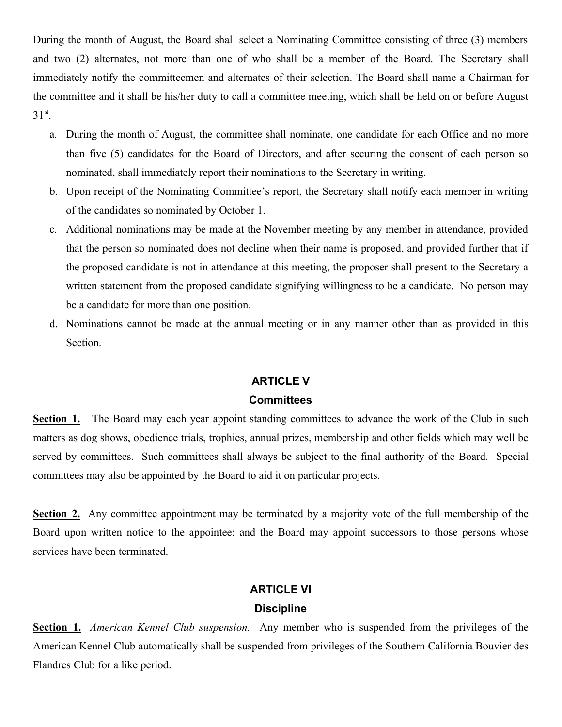During the month of August, the Board shall select a Nominating Committee consisting of three (3) members and two (2) alternates, not more than one of who shall be a member of the Board. The Secretary shall immediately notify the committeemen and alternates of their selection. The Board shall name a Chairman for the committee and it shall be his/her duty to call a committee meeting, which shall be held on or before August 31st.

a. During the month of August, the committee shall nominate, one candidate for each Office and no more than five (5) candidates for the Board of Directors, and after securing the consent of each person so nominated, shall immediately report their nominations to the Secretary in writing.
b. Upon receipt of the Nominating Committee's report, the Secretary shall notify each member in writing of the candidates so nominated by October 1.
c. Additional nominations may be made at the November meeting by any member in attendance, provided that the person so nominated does not decline when their name is proposed, and provided further that if the proposed candidate is not in attendance at this meeting, the proposer shall present to the Secretary a written statement from the proposed candidate signifying willingness to be a candidate. No person may be a candidate for more than one position.
d. Nominations cannot be made at the annual meeting or in any manner other than as provided in this Section.

## ARTICLE V
## Committees

**Section 1.** The Board may each year appoint standing committees to advance the work of the Club in such matters as dog shows, obedience trials, trophies, annual prizes, membership and other fields which may well be served by committees. Such committees shall always be subject to the final authority of the Board. Special committees may also be appointed by the Board to aid it on particular projects.

**Section 2.** Any committee appointment may be terminated by a majority vote of the full membership of the Board upon written notice to the appointee; and the Board may appoint successors to those persons whose services have been terminated.

## ARTICLE VI
## Discipline

**Section 1.** *American Kennel Club suspension.* Any member who is suspended from the privileges of the American Kennel Club automatically shall be suspended from privileges of the Southern California Bouvier des Flandres Club for a like period.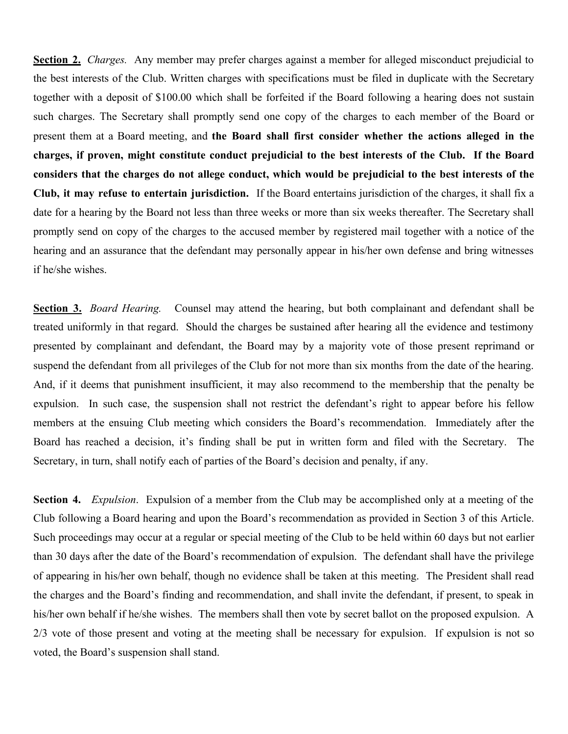**<u>Section 2.</u>** *Charges.* Any member may prefer charges against a member for alleged misconduct prejudicial to the best interests of the Club. Written charges with specifications must be filed in duplicate with the Secretary together with a deposit of $100.00 which shall be forfeited if the Board following a hearing does not sustain such charges. The Secretary shall promptly send one copy of the charges to each member of the Board or present them at a Board meeting, and **the Board shall first consider whether the actions alleged in the charges, if proven, might constitute conduct prejudicial to the best interests of the Club. If the Board considers that the charges do not allege conduct, which would be prejudicial to the best interests of the Club, it may refuse to entertain jurisdiction.** If the Board entertains jurisdiction of the charges, it shall fix a date for a hearing by the Board not less than three weeks or more than six weeks thereafter. The Secretary shall promptly send on copy of the charges to the accused member by registered mail together with a notice of the hearing and an assurance that the defendant may personally appear in his/her own defense and bring witnesses if he/she wishes.

**<u>Section 3.</u>** *Board Hearing.* Counsel may attend the hearing, but both complainant and defendant shall be treated uniformly in that regard. Should the charges be sustained after hearing all the evidence and testimony presented by complainant and defendant, the Board may by a majority vote of those present reprimand or suspend the defendant from all privileges of the Club for not more than six months from the date of the hearing. And, if it deems that punishment insufficient, it may also recommend to the membership that the penalty be expulsion. In such case, the suspension shall not restrict the defendant's right to appear before his fellow members at the ensuing Club meeting which considers the Board's recommendation. Immediately after the Board has reached a decision, it's finding shall be put in written form and filed with the Secretary. The Secretary, in turn, shall notify each of parties of the Board's decision and penalty, if any.

**Section 4.** *Expulsion*. Expulsion of a member from the Club may be accomplished only at a meeting of the Club following a Board hearing and upon the Board's recommendation as provided in Section 3 of this Article. Such proceedings may occur at a regular or special meeting of the Club to be held within 60 days but not earlier than 30 days after the date of the Board's recommendation of expulsion. The defendant shall have the privilege of appearing in his/her own behalf, though no evidence shall be taken at this meeting. The President shall read the charges and the Board's finding and recommendation, and shall invite the defendant, if present, to speak in his/her own behalf if he/she wishes. The members shall then vote by secret ballot on the proposed expulsion. A 2/3 vote of those present and voting at the meeting shall be necessary for expulsion. If expulsion is not so voted, the Board's suspension shall stand.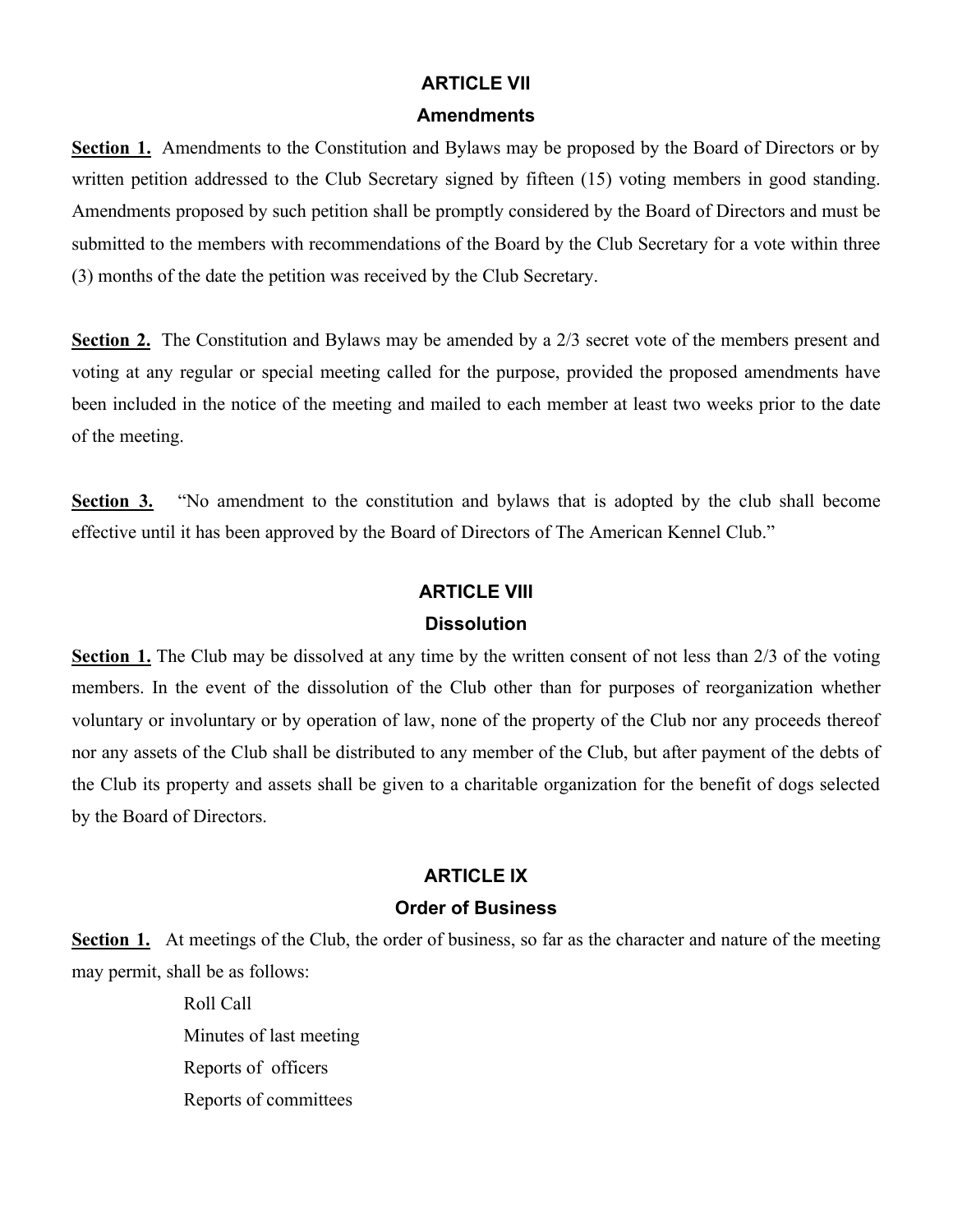## ARTICLE VII

### Amendments

**Section 1.** Amendments to the Constitution and Bylaws may be proposed by the Board of Directors or by written petition addressed to the Club Secretary signed by fifteen (15) voting members in good standing. Amendments proposed by such petition shall be promptly considered by the Board of Directors and must be submitted to the members with recommendations of the Board by the Club Secretary for a vote within three (3) months of the date the petition was received by the Club Secretary.

**Section 2.** The Constitution and Bylaws may be amended by a 2/3 secret vote of the members present and voting at any regular or special meeting called for the purpose, provided the proposed amendments have been included in the notice of the meeting and mailed to each member at least two weeks prior to the date of the meeting.

**Section 3.** "No amendment to the constitution and bylaws that is adopted by the club shall become effective until it has been approved by the Board of Directors of The American Kennel Club."

## ARTICLE VIII

### Dissolution

**Section 1.** The Club may be dissolved at any time by the written consent of not less than 2/3 of the voting members. In the event of the dissolution of the Club other than for purposes of reorganization whether voluntary or involuntary or by operation of law, none of the property of the Club nor any proceeds thereof nor any assets of the Club shall be distributed to any member of the Club, but after payment of the debts of the Club its property and assets shall be given to a charitable organization for the benefit of dogs selected by the Board of Directors.

## ARTICLE IX

### Order of Business

**Section 1.** At meetings of the Club, the order of business, so far as the character and nature of the meeting may permit, shall be as follows:

- Roll Call
- Minutes of last meeting
- Reports of officers
- Reports of committees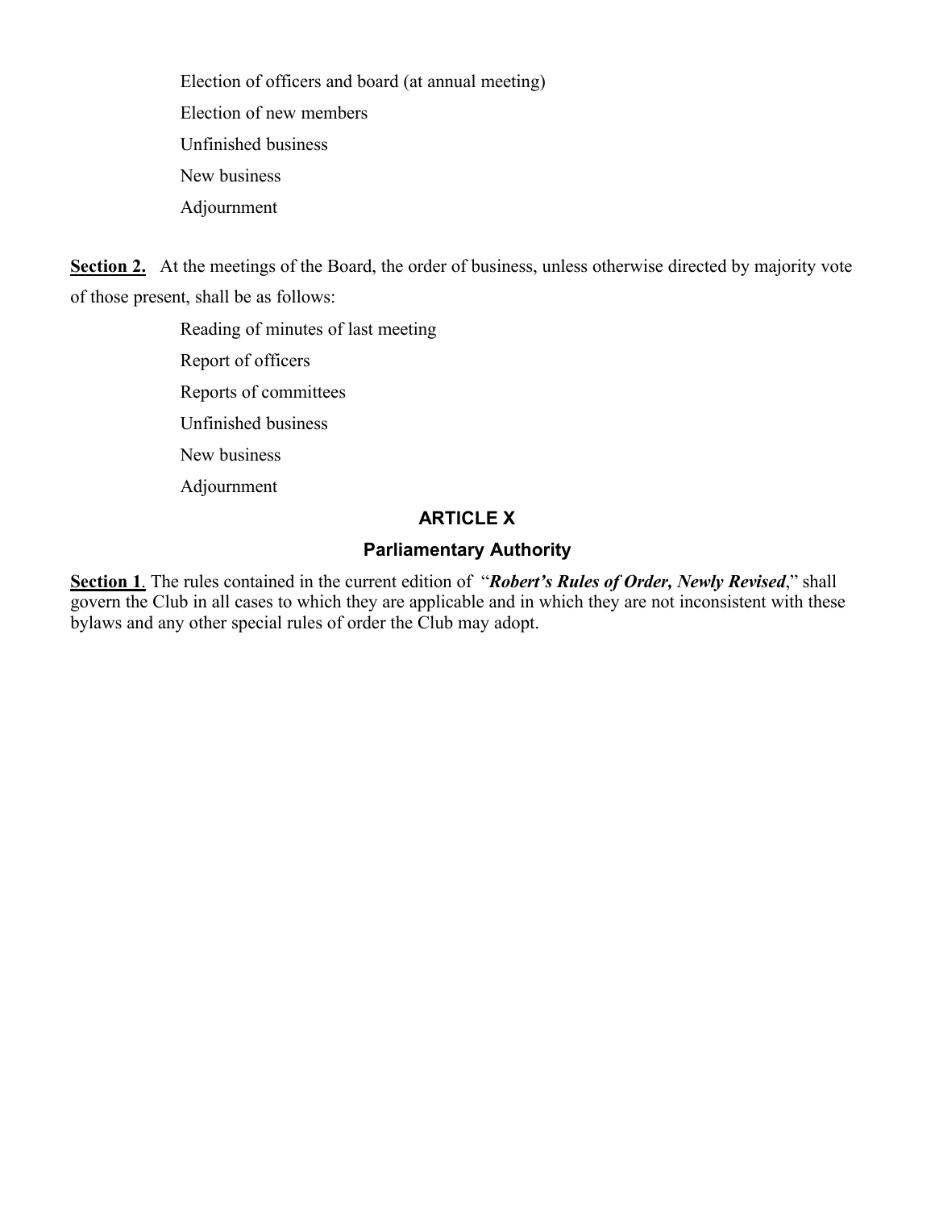Election of officers and board (at annual meeting)

Election of new members

Unfinished business

New business

Adjournment

**<u>Section 2.</u>** At the meetings of the Board, the order of business, unless otherwise directed by majority vote of those present, shall be as follows:

Reading of minutes of last meeting

Report of officers

Reports of committees

Unfinished business

New business

Adjournment

## ARTICLE X

### Parliamentary Authority

**<u>Section 1</u>**. The rules contained in the current edition of "***Robert's Rules of Order, Newly Revised***," shall govern the Club in all cases to which they are applicable and in which they are not inconsistent with these bylaws and any other special rules of order the Club may adopt.